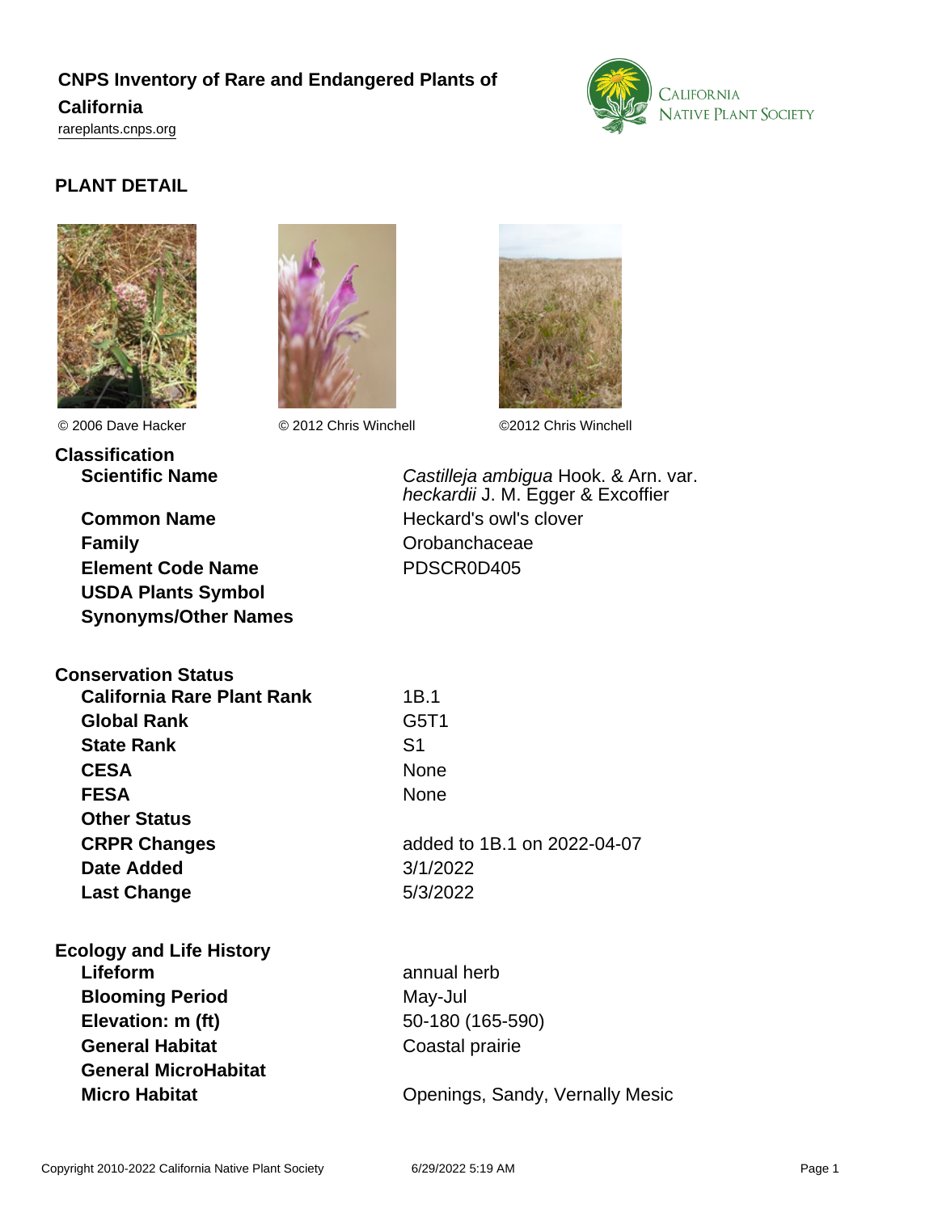# CNPS Inventory of Rare and Endangered Plants of California

rareplants.cnps.org

## PLANT DETAIL

© 2006 Dave Hacker

© 2012 Chris Winchell

©2012 Chris Winchell

### Classification

| | |
|---|---|
| **Scientific Name** | *Castilleja ambigua* Hook. & Arn. var. *heckardii* J. M. Egger & Excoffier |
| **Common Name** | Heckard's owl's clover |
| **Family** | Orobanchaceae |
| **Element Code Name** | PDSCR0D405 |
| **USDA Plants Symbol** | |
| **Synonyms/Other Names** | |

### Conservation Status

| | |
|---|---|
| **California Rare Plant Rank** | 1B.1 |
| **Global Rank** | G5T1 |
| **State Rank** | S1 |
| **CESA** | None |
| **FESA** | None |
| **Other Status** | |
| **CRPR Changes** | added to 1B.1 on 2022-04-07 |
| **Date Added** | 3/1/2022 |
| **Last Change** | 5/3/2022 |

### Ecology and Life History

| | |
|---|---|
| **Lifeform** | annual herb |
| **Blooming Period** | May-Jul |
| **Elevation: m (ft)** | 50-180 (165-590) |
| **General Habitat** | Coastal prairie |
| **General MicroHabitat** | |
| **Micro Habitat** | Openings, Sandy, Vernally Mesic |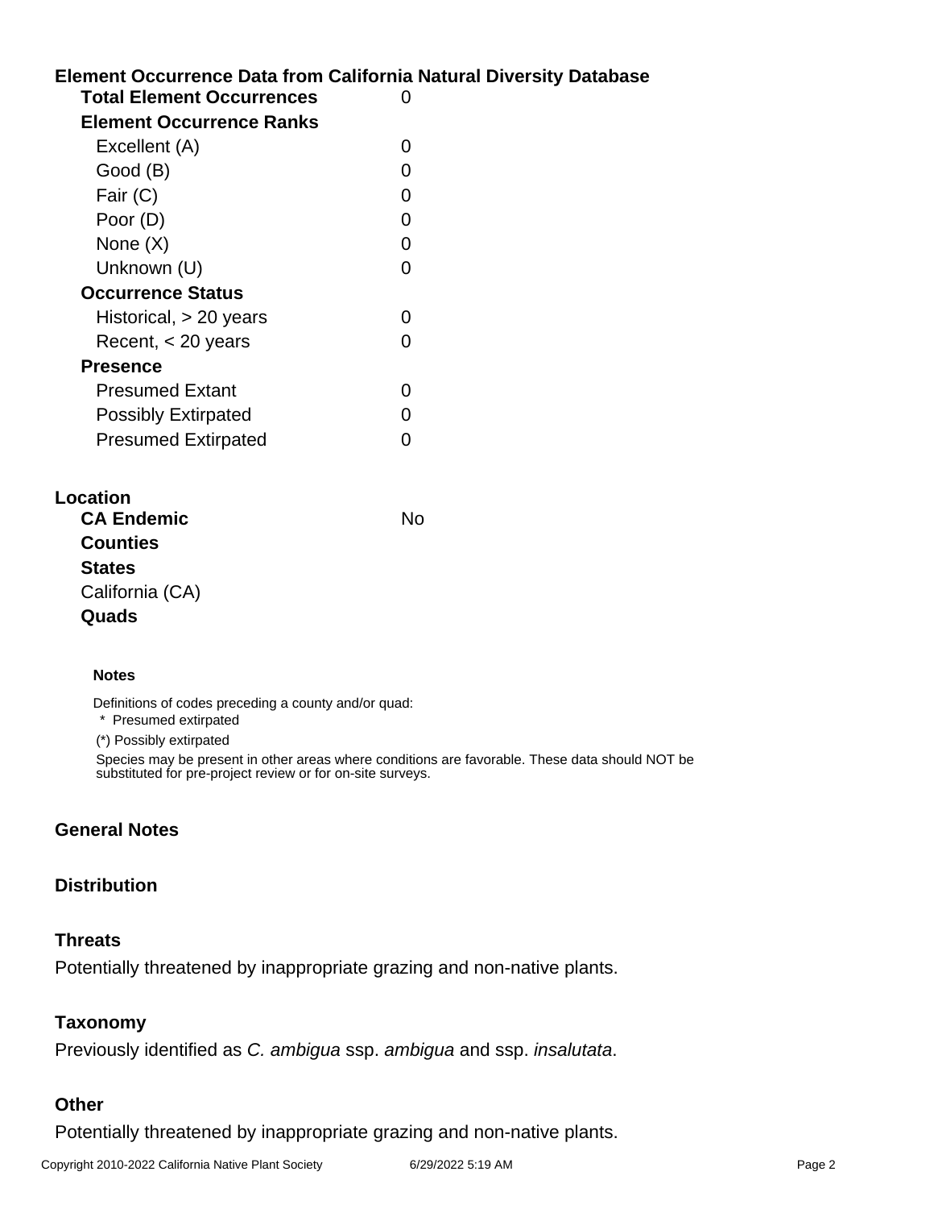## Element Occurrence Data from California Natural Diversity Database

| | |
|---|---|
| **Total Element Occurrences** | 0 |
| **Element Occurrence Ranks** | |
| Excellent (A) | 0 |
| Good (B) | 0 |
| Fair (C) | 0 |
| Poor (D) | 0 |
| None (X) | 0 |
| Unknown (U) | 0 |
| **Occurrence Status** | |
| Historical, > 20 years | 0 |
| Recent, < 20 years | 0 |
| **Presence** | |
| Presumed Extant | 0 |
| Possibly Extirpated | 0 |
| Presumed Extirpated | 0 |

## Location

**CA Endemic** No

**Counties**

**States**

California (CA)

**Quads**

#### Notes

Definitions of codes preceding a county and/or quad:

* Presumed extirpated

(*) Possibly extirpated

Species may be present in other areas where conditions are favorable. These data should NOT be substituted for pre-project review or for on-site surveys.

## General Notes

## Distribution

## Threats

Potentially threatened by inappropriate grazing and non-native plants.

## Taxonomy

Previously identified as *C. ambigua* ssp. *ambigua* and ssp. *insalutata*.

## Other

Potentially threatened by inappropriate grazing and non-native plants.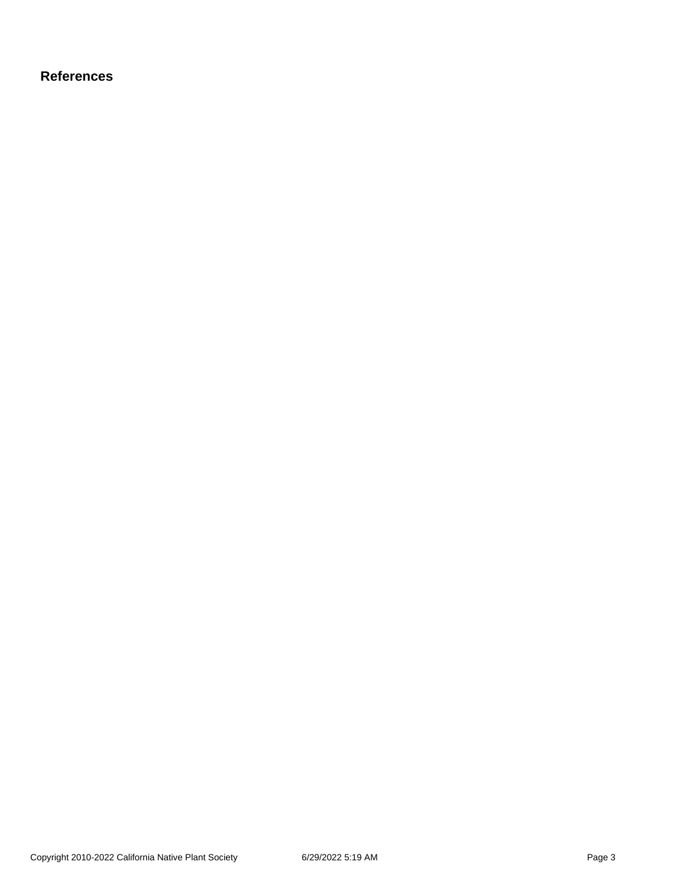## References